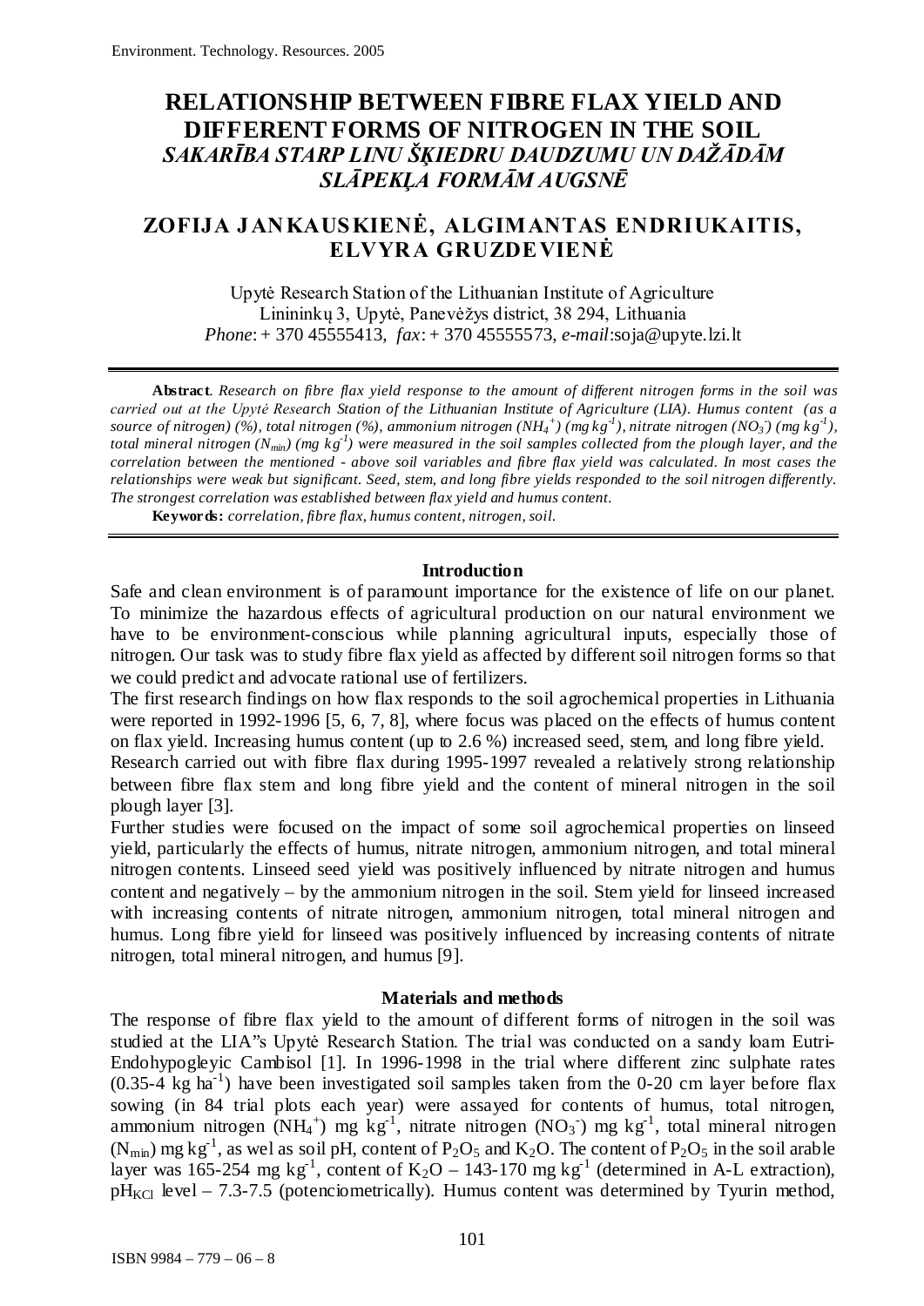# RELATIONSHIP BETWEEN FIBRE FLAX YIELD AND DIFFERENT FORMS OF NITROGEN IN THE SOIL
## *SAKARĪBA STARP LINU ŠĶIEDRU DAUDZUMU UN DAŽĀDĀM SLĀPEKĻA FORMĀM AUGSNĒ*

## ZOFIJA JANKAUSKIENĖ, ALGIMANTAS ENDRIUKAITIS, ELVYRA GRUZDEVIENĖ

Upytė Research Station of the Lithuanian Institute of Agriculture
Linininkų 3, Upytė, Panevėžys district, 38 294, Lithuania
*Phone*: + 370 45555413, *fax*: + 370 45555573, *e-mail*:soja@upyte.lzi.lt

**Abstract**. *Research on fibre flax yield response to the amount of different nitrogen forms in the soil was carried out at the Upytė Research Station of the Lithuanian Institute of Agriculture (LIA). Humus content (as a source of nitrogen) (%), total nitrogen (%), ammonium nitrogen ($NH_4^+$) (mg kg$^{-1}$), nitrate nitrogen ($NO_3^-$) (mg kg$^{-1}$), total mineral nitrogen ($N_{min}$) (mg kg$^{-1}$) were measured in the soil samples collected from the plough layer, and the correlation between the mentioned - above soil variables and fibre flax yield was calculated. In most cases the relationships were weak but significant. Seed, stem, and long fibre yields responded to the soil nitrogen differently. The strongest correlation was established between flax yield and humus content.*

**Keywords:** *correlation, fibre flax, humus content, nitrogen, soil.*

### Introduction

Safe and clean environment is of paramount importance for the existence of life on our planet. To minimize the hazardous effects of agricultural production on our natural environment we have to be environment-conscious while planning agricultural inputs, especially those of nitrogen. Our task was to study fibre flax yield as affected by different soil nitrogen forms so that we could predict and advocate rational use of fertilizers.

The first research findings on how flax responds to the soil agrochemical properties in Lithuania were reported in 1992-1996 [5, 6, 7, 8], where focus was placed on the effects of humus content on flax yield. Increasing humus content (up to 2.6 %) increased seed, stem, and long fibre yield.

Research carried out with fibre flax during 1995-1997 revealed a relatively strong relationship between fibre flax stem and long fibre yield and the content of mineral nitrogen in the soil plough layer [3].

Further studies were focused on the impact of some soil agrochemical properties on linseed yield, particularly the effects of humus, nitrate nitrogen, ammonium nitrogen, and total mineral nitrogen contents. Linseed seed yield was positively influenced by nitrate nitrogen and humus content and negatively – by the ammonium nitrogen in the soil. Stem yield for linseed increased with increasing contents of nitrate nitrogen, ammonium nitrogen, total mineral nitrogen and humus. Long fibre yield for linseed was positively influenced by increasing contents of nitrate nitrogen, total mineral nitrogen, and humus [9].

### Materials and methods

The response of fibre flax yield to the amount of different forms of nitrogen in the soil was studied at the LIA"s Upytė Research Station. The trial was conducted on a sandy loam Eutri-Endohypogleyic Cambisol [1]. In 1996-1998 in the trial where different zinc sulphate rates (0.35-4 kg ha$^{-1}$) have been investigated soil samples taken from the 0-20 cm layer before flax sowing (in 84 trial plots each year) were assayed for contents of humus, total nitrogen, ammonium nitrogen ($NH_4^+$) mg kg$^{-1}$, nitrate nitrogen ($NO_3^-$) mg kg$^{-1}$, total mineral nitrogen ($N_{min}$) mg kg$^{-1}$, as wel as soil pH, content of $P_2O_5$ and $K_2O$. The content of $P_2O_5$ in the soil arable layer was 165-254 mg kg$^{-1}$, content of $K_2O$ – 143-170 mg kg$^{-1}$ (determined in A-L extraction), $pH_{KCl}$ level – 7.3-7.5 (potenciometrically). Humus content was determined by Tyurin method,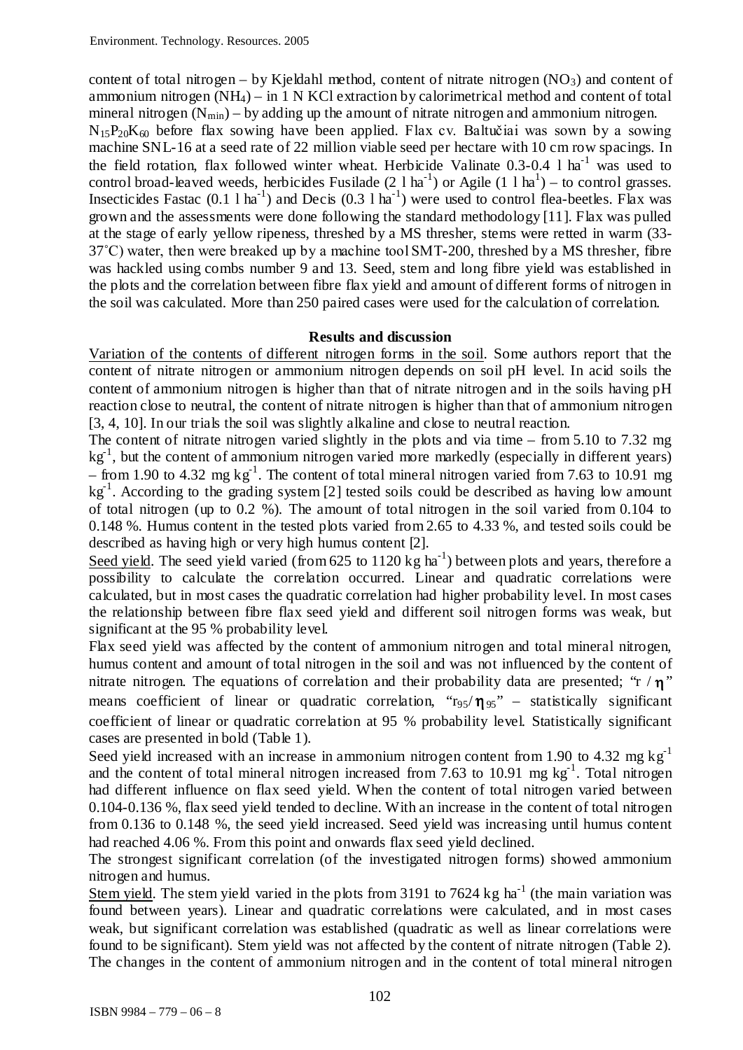content of total nitrogen – by Kjeldahl method, content of nitrate nitrogen ($NO_3$) and content of ammonium nitrogen ($NH_4$) – in 1 N KCl extraction by calorimetrical method and content of total mineral nitrogen ($N_{min}$) – by adding up the amount of nitrate nitrogen and ammonium nitrogen.

$N_{15}P_{20}K_{60}$ before flax sowing have been applied. Flax cv. Baltučiai was sown by a sowing machine SNL-16 at a seed rate of 22 million viable seed per hectare with 10 cm row spacings. In the field rotation, flax followed winter wheat. Herbicide Valinate 0.3-0.4 l $ha^{-1}$ was used to control broad-leaved weeds, herbicides Fusilade (2 l $ha^{-1}$) or Agile (1 l $ha^{1}$) – to control grasses. Insecticides Fastac (0.1 l $ha^{-1}$) and Decis (0.3 l $ha^{-1}$) were used to control flea-beetles. Flax was grown and the assessments were done following the standard methodology [11]. Flax was pulled at the stage of early yellow ripeness, threshed by a MS thresher, stems were retted in warm (33-37°C) water, then were breaked up by a machine tool SMT-200, threshed by a MS thresher, fibre was hackled using combs number 9 and 13. Seed, stem and long fibre yield was established in the plots and the correlation between fibre flax yield and amount of different forms of nitrogen in the soil was calculated. More than 250 paired cases were used for the calculation of correlation.

## Results and discussion

Variation of the contents of different nitrogen forms in the soil. Some authors report that the content of nitrate nitrogen or ammonium nitrogen depends on soil pH level. In acid soils the content of ammonium nitrogen is higher than that of nitrate nitrogen and in the soils having pH reaction close to neutral, the content of nitrate nitrogen is higher than that of ammonium nitrogen [3, 4, 10]. In our trials the soil was slightly alkaline and close to neutral reaction.

The content of nitrate nitrogen varied slightly in the plots and via time – from 5.10 to 7.32 mg $kg^{-1}$, but the content of ammonium nitrogen varied more markedly (especially in different years) – from 1.90 to 4.32 mg $kg^{-1}$. The content of total mineral nitrogen varied from 7.63 to 10.91 mg $kg^{-1}$. According to the grading system [2] tested soils could be described as having low amount of total nitrogen (up to 0.2 %). The amount of total nitrogen in the soil varied from 0.104 to 0.148 %. Humus content in the tested plots varied from 2.65 to 4.33 %, and tested soils could be described as having high or very high humus content [2].

Seed yield. The seed yield varied (from 625 to 1120 kg $ha^{-1}$) between plots and years, therefore a possibility to calculate the correlation occurred. Linear and quadratic correlations were calculated, but in most cases the quadratic correlation had higher probability level. In most cases the relationship between fibre flax seed yield and different soil nitrogen forms was weak, but significant at the 95 % probability level.

Flax seed yield was affected by the content of ammonium nitrogen and total mineral nitrogen, humus content and amount of total nitrogen in the soil and was not influenced by the content of nitrate nitrogen. The equations of correlation and their probability data are presented; "$r$ / $\eta$" means coefficient of linear or quadratic correlation, "$r_{95}$/$\eta_{95}$" – statistically significant coefficient of linear or quadratic correlation at 95 % probability level. Statistically significant cases are presented in bold (Table 1).

Seed yield increased with an increase in ammonium nitrogen content from 1.90 to 4.32 mg $kg^{-1}$ and the content of total mineral nitrogen increased from 7.63 to 10.91 mg $kg^{-1}$. Total nitrogen had different influence on flax seed yield. When the content of total nitrogen varied between 0.104-0.136 %, flax seed yield tended to decline. With an increase in the content of total nitrogen from 0.136 to 0.148 %, the seed yield increased. Seed yield was increasing until humus content had reached 4.06 %. From this point and onwards flax seed yield declined.

The strongest significant correlation (of the investigated nitrogen forms) showed ammonium nitrogen and humus.

Stem yield. The stem yield varied in the plots from 3191 to 7624 kg $ha^{-1}$ (the main variation was found between years). Linear and quadratic correlations were calculated, and in most cases weak, but significant correlation was established (quadratic as well as linear correlations were found to be significant). Stem yield was not affected by the content of nitrate nitrogen (Table 2). The changes in the content of ammonium nitrogen and in the content of total mineral nitrogen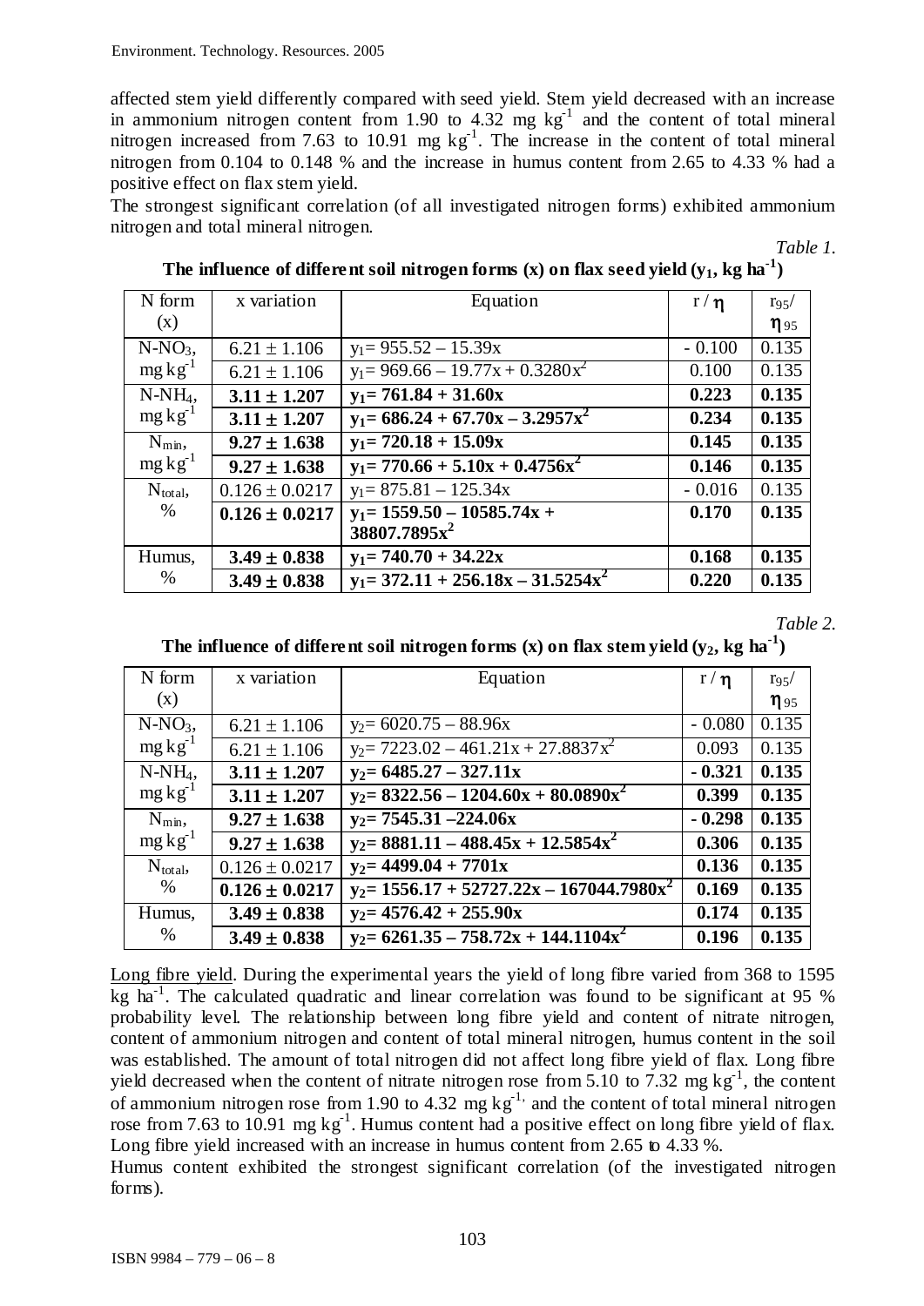affected stem yield differently compared with seed yield. Stem yield decreased with an increase in ammonium nitrogen content from 1.90 to 4.32 mg $kg^{-1}$ and the content of total mineral nitrogen increased from 7.63 to 10.91 mg $kg^{-1}$. The increase in the content of total mineral nitrogen from 0.104 to 0.148 % and the increase in humus content from 2.65 to 4.33 % had a positive effect on flax stem yield.

The strongest significant correlation (of all investigated nitrogen forms) exhibited ammonium nitrogen and total mineral nitrogen.

*Table 1.*

**The influence of different soil nitrogen forms (x) on flax seed yield ($y_1$, kg $ha^{-1}$)**

| N form (x) | x variation | Equation | $r$ / $\eta$ | $r_{95}$/ $\eta_{95}$ |
|---|---|---|---|---|
| $N\text{-}NO_3$, mg $kg^{-1}$ | 6.21 ± 1.106 | $y_1 = 955.52 – 15.39x$ | - 0.100 | 0.135 |
| | 6.21 ± 1.106 | $y_1 = 969.66 – 19.77x + 0.3280x^2$ | 0.100 | 0.135 |
| $N\text{-}NH_4$, mg $kg^{-1}$ | **3.11 ± 1.207** | **$y_1 = 761.84 + 31.60x$** | **0.223** | **0.135** |
| | **3.11 ± 1.207** | **$y_1 = 686.24 + 67.70x – 3.2957x^2$** | **0.234** | **0.135** |
| $N_{min}$, mg $kg^{-1}$ | **9.27 ± 1.638** | **$y_1 = 720.18 + 15.09x$** | **0.145** | **0.135** |
| | **9.27 ± 1.638** | **$y_1 = 770.66 + 5.10x + 0.4756x^2$** | **0.146** | **0.135** |
| $N_{total}$, % | 0.126 ± 0.0217 | $y_1 = 875.81 – 125.34x$ | - 0.016 | 0.135 |
| | **0.126 ± 0.0217** | **$y_1 = 1559.50 – 10585.74x + 38807.7895x^2$** | **0.170** | **0.135** |
| Humus, % | **3.49 ± 0.838** | **$y_1 = 740.70 + 34.22x$** | **0.168** | **0.135** |
| | **3.49 ± 0.838** | **$y_1 = 372.11 + 256.18x – 31.5254x^2$** | **0.220** | **0.135** |

*Table 2.*

**The influence of different soil nitrogen forms (x) on flax stem yield ($y_2$, kg $ha^{-1}$)**

| N form (x) | x variation | Equation | $r$ / $\eta$ | $r_{95}$/ $\eta_{95}$ |
|---|---|---|---|---|
| $N\text{-}NO_3$, mg $kg^{-1}$ | 6.21 ± 1.106 | $y_2 = 6020.75 – 88.96x$ | - 0.080 | 0.135 |
| | 6.21 ± 1.106 | $y_2 = 7223.02 – 461.21x + 27.8837x^2$ | 0.093 | 0.135 |
| $N\text{-}NH_4$, mg $kg^{-1}$ | **3.11 ± 1.207** | **$y_2 = 6485.27 – 327.11x$** | **- 0.321** | **0.135** |
| | **3.11 ± 1.207** | **$y_2 = 8322.56 – 1204.60x + 80.0890x^2$** | **0.399** | **0.135** |
| $N_{min}$, mg $kg^{-1}$ | **9.27 ± 1.638** | **$y_2 = 7545.31 – 224.06x$** | **- 0.298** | **0.135** |
| | **9.27 ± 1.638** | **$y_2 = 8881.11 – 488.45x + 12.5854x^2$** | **0.306** | **0.135** |
| $N_{total}$, % | 0.126 ± 0.0217 | **$y_2 = 4499.04 + 7701x$** | **0.136** | **0.135** |
| | **0.126 ± 0.0217** | **$y_2 = 1556.17 + 52727.22x – 167044.7980x^2$** | **0.169** | **0.135** |
| Humus, % | **3.49 ± 0.838** | **$y_2 = 4576.42 + 255.90x$** | **0.174** | **0.135** |
| | **3.49 ± 0.838** | **$y_2 = 6261.35 – 758.72x + 144.1104x^2$** | **0.196** | **0.135** |

Long fibre yield. During the experimental years the yield of long fibre varied from 368 to 1595 kg $ha^{-1}$. The calculated quadratic and linear correlation was found to be significant at 95 % probability level. The relationship between long fibre yield and content of nitrate nitrogen, content of ammonium nitrogen and content of total mineral nitrogen, humus content in the soil was established. The amount of total nitrogen did not affect long fibre yield of flax. Long fibre yield decreased when the content of nitrate nitrogen rose from 5.10 to 7.32 mg $kg^{-1}$, the content of ammonium nitrogen rose from 1.90 to 4.32 mg $kg^{-1}$, and the content of total mineral nitrogen rose from 7.63 to 10.91 mg $kg^{-1}$. Humus content had a positive effect on long fibre yield of flax. Long fibre yield increased with an increase in humus content from 2.65 to 4.33 %.

Humus content exhibited the strongest significant correlation (of the investigated nitrogen forms).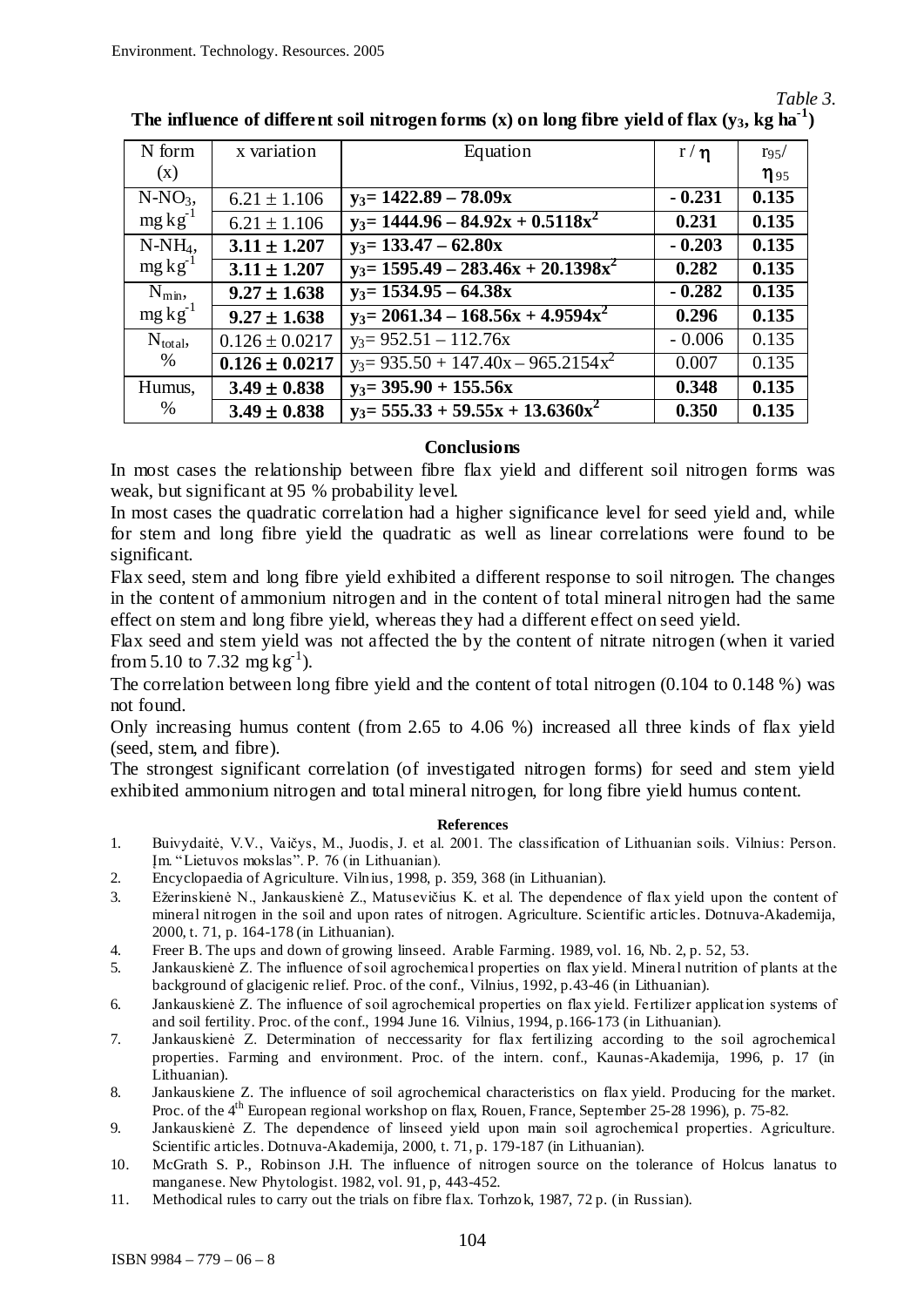*Table 3.*

**The influence of different soil nitrogen forms (x) on long fibre yield of flax ($y_3$, kg ha$^{-1}$)**

| N form (x) | x variation | Equation | r / η | $r_{95}$/ $\eta_{95}$ |
|---|---|---|---|---|
| $N\text{-}NO_3$, mg kg$^{-1}$ | $6.21 \pm 1.106$ | $y_3 = 1422.89 - 78.09x$ | **- 0.231** | **0.135** |
| | $6.21 \pm 1.106$ | $y_3 = 1444.96 - 84.92x + 0.5118x^2$ | **0.231** | **0.135** |
| $N\text{-}NH_4$, mg kg$^{-1}$ | **$3.11 \pm 1.207$** | $y_3 = 133.47 - 62.80x$ | **- 0.203** | **0.135** |
| | **$3.11 \pm 1.207$** | $y_3 = 1595.49 - 283.46x + 20.1398x^2$ | **0.282** | **0.135** |
| $N_{min}$, mg kg$^{-1}$ | **$9.27 \pm 1.638$** | $y_3 = 1534.95 - 64.38x$ | **- 0.282** | **0.135** |
| | **$9.27 \pm 1.638$** | $y_3 = 2061.34 - 168.56x + 4.9594x^2$ | **0.296** | **0.135** |
| $N_{total}$, % | $0.126 \pm 0.0217$ | $y_3 = 952.51 - 112.76x$ | - 0.006 | 0.135 |
| | **$0.126 \pm 0.0217$** | $y_3 = 935.50 + 147.40x - 965.2154x^2$ | 0.007 | 0.135 |
| Humus, % | **$3.49 \pm 0.838$** | $y_3 = 395.90 + 155.56x$ | **0.348** | **0.135** |
| | **$3.49 \pm 0.838$** | $y_3 = 555.33 + 59.55x + 13.6360x^2$ | **0.350** | **0.135** |

## Conclusions

In most cases the relationship between fibre flax yield and different soil nitrogen forms was weak, but significant at 95 % probability level.

In most cases the quadratic correlation had a higher significance level for seed yield and, while for stem and long fibre yield the quadratic as well as linear correlations were found to be significant.

Flax seed, stem and long fibre yield exhibited a different response to soil nitrogen. The changes in the content of ammonium nitrogen and in the content of total mineral nitrogen had the same effect on stem and long fibre yield, whereas they had a different effect on seed yield.

Flax seed and stem yield was not affected the by the content of nitrate nitrogen (when it varied from 5.10 to 7.32 mg kg$^{-1}$).

The correlation between long fibre yield and the content of total nitrogen (0.104 to 0.148 %) was not found.

Only increasing humus content (from 2.65 to 4.06 %) increased all three kinds of flax yield (seed, stem, and fibre).

The strongest significant correlation (of investigated nitrogen forms) for seed and stem yield exhibited ammonium nitrogen and total mineral nitrogen, for long fibre yield humus content.

### References

1. Buivydaitė, V.V., Vaičys, M., Juodis, J. et al. 2001. The classification of Lithuanian soils. Vilnius: Person. Įm. "Lietuvos mokslas". P. 76 (in Lithuanian).
2. Encyclopaedia of Agriculture. Vilnius, 1998, p. 359, 368 (in Lithuanian).
3. Ežerinskienė N., Jankauskienė Z., Matusevičius K. et al. The dependence of flax yield upon the content of mineral nitrogen in the soil and upon rates of nitrogen. Agriculture. Scientific articles. Dotnuva-Akademija, 2000, t. 71, p. 164-178 (in Lithuanian).
4. Freer B. The ups and down of growing linseed. Arable Farming. 1989, vol. 16, Nb. 2, p. 52, 53.
5. Jankauskienė Z. The influence of soil agrochemical properties on flax yield. Mineral nutrition of plants at the background of glacigenic relief. Proc. of the conf., Vilnius, 1992, p.43-46 (in Lithuanian).
6. Jankauskienė Z. The influence of soil agrochemical properties on flax yield. Fertilizer application systems of and soil fertility. Proc. of the conf., 1994 June 16. Vilnius, 1994, p.166-173 (in Lithuanian).
7. Jankauskienė Z. Determination of neccessarity for flax fertilizing according to the soil agrochemical properties. Farming and environment. Proc. of the intern. conf., Kaunas-Akademija, 1996, p. 17 (in Lithuanian).
8. Jankauskiene Z. The influence of soil agrochemical characteristics on flax yield. Producing for the market. Proc. of the 4th European regional workshop on flax, Rouen, France, September 25-28 1996), p. 75-82.
9. Jankauskienė Z. The dependence of linseed yield upon main soil agrochemical properties. Agriculture. Scientific articles. Dotnuva-Akademija, 2000, t. 71, p. 179-187 (in Lithuanian).
10. McGrath S. P., Robinson J.H. The influence of nitrogen source on the tolerance of Holcus lanatus to manganese. New Phytologist. 1982, vol. 91, p, 443-452.
11. Methodical rules to carry out the trials on fibre flax. Torhzok, 1987, 72 p. (in Russian).